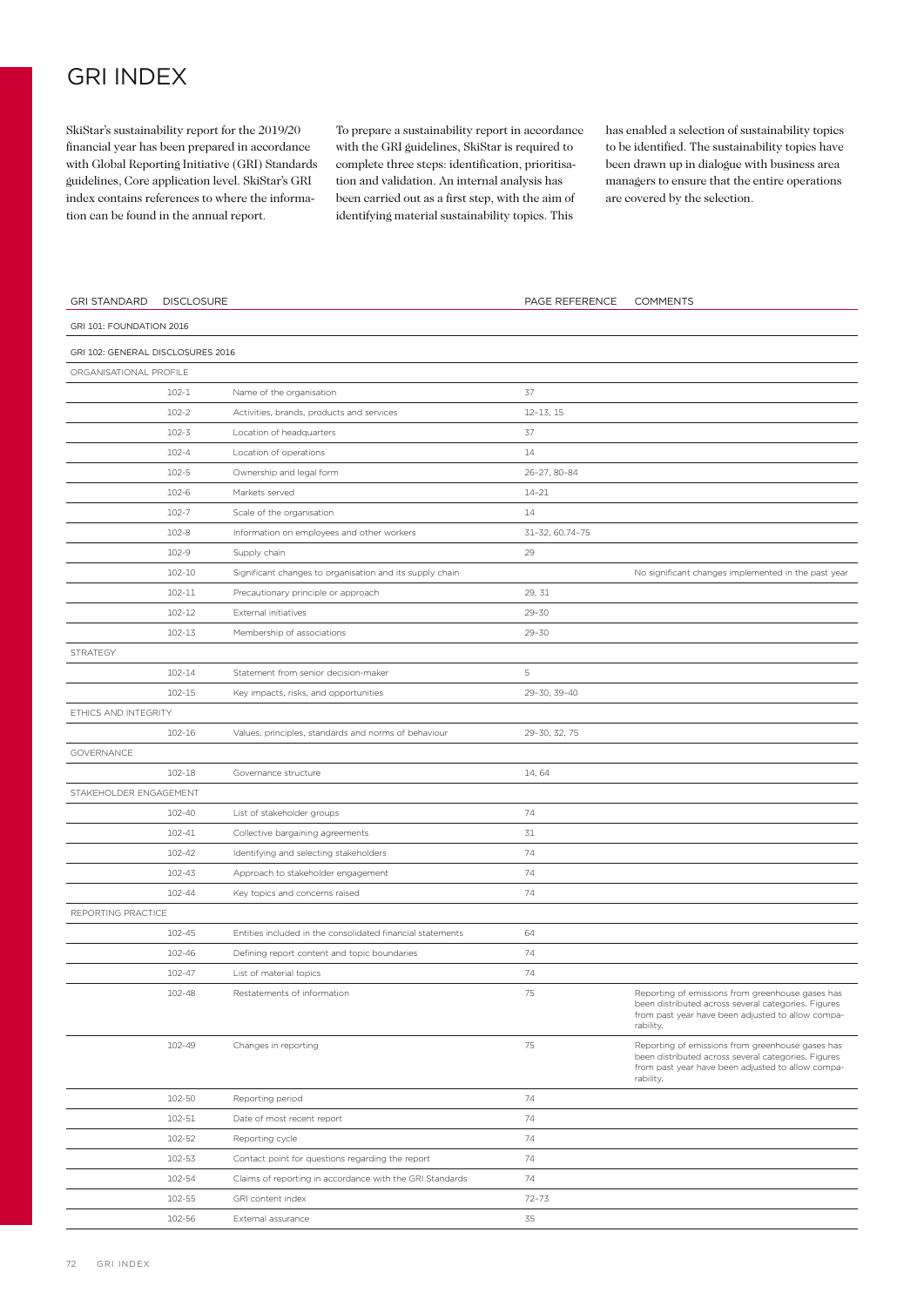# GRI INDEX

SkiStar's sustainability report for the 2019/20 financial year has been prepared in accordance with Global Reporting Initiative (GRI) Standards guidelines, Core application level. SkiStar's GRI index contains references to where the information can be found in the annual report.

To prepare a sustainability report in accordance with the GRI guidelines, SkiStar is required to complete three steps: identification, prioritisation and validation. An internal analysis has been carried out as a first step, with the aim of identifying material sustainability topics. This has enabled a selection of sustainability topics to be identified. The sustainability topics have been drawn up in dialogue with business area managers to ensure that the entire operations are covered by the selection.

| GRI STANDARD | DISCLOSURE | | PAGE REFERENCE | COMMENTS |
|---|---|---|---|---|
| GRI 101: FOUNDATION 2016 | | | | |
| GRI 102: GENERAL DISCLOSURES 2016 | | | | |
| ORGANISATIONAL PROFILE | | | | |
| | 102-1 | Name of the organisation | 37 | |
| | 102-2 | Activities, brands, products and services | 12–13, 15 | |
| | 102-3 | Location of headquarters | 37 | |
| | 102-4 | Location of operations | 14 | |
| | 102-5 | Ownership and legal form | 26–27, 80–84 | |
| | 102-6 | Markets served | 14–21 | |
| | 102-7 | Scale of the organisation | 14 | |
| | 102-8 | Information on employees and other workers | 31–32, 60.74–75 | |
| | 102-9 | Supply chain | 29 | |
| | 102-10 | Significant changes to organisation and its supply chain | | No significant changes implemented in the past year |
| | 102-11 | Precautionary principle or approach | 29, 31 | |
| | 102-12 | External initiatives | 29–30 | |
| | 102-13 | Membership of associations | 29–30 | |
| STRATEGY | | | | |
| | 102-14 | Statement from senior decision-maker | 5 | |
| | 102-15 | Key impacts, risks, and opportunities | 29–30, 39–40 | |
| ETHICS AND INTEGRITY | | | | |
| | 102-16 | Values, principles, standards and norms of behaviour | 29–30, 32, 75 | |
| GOVERNANCE | | | | |
| | 102-18 | Governance structure | 14, 64 | |
| STAKEHOLDER ENGAGEMENT | | | | |
| | 102-40 | List of stakeholder groups | 74 | |
| | 102-41 | Collective bargaining agreements | 31 | |
| | 102-42 | Identifying and selecting stakeholders | 74 | |
| | 102-43 | Approach to stakeholder engagement | 74 | |
| | 102-44 | Key topics and concerns raised | 74 | |
| REPORTING PRACTICE | | | | |
| | 102-45 | Entities included in the consolidated financial statements | 64 | |
| | 102-46 | Defining report content and topic boundaries | 74 | |
| | 102-47 | List of material topics | 74 | |
| | 102-48 | Restatements of information | 75 | Reporting of emissions from greenhouse gases has been distributed across several categories. Figures from past year have been adjusted to allow comparability. |
| | 102-49 | Changes in reporting | 75 | Reporting of emissions from greenhouse gases has been distributed across several categories. Figures from past year have been adjusted to allow comparability. |
| | 102-50 | Reporting period | 74 | |
| | 102-51 | Date of most recent report | 74 | |
| | 102-52 | Reporting cycle | 74 | |
| | 102-53 | Contact point for questions regarding the report | 74 | |
| | 102-54 | Claims of reporting in accordance with the GRI Standards | 74 | |
| | 102-55 | GRI content index | 72–73 | |
| | 102-56 | External assurance | 35 | |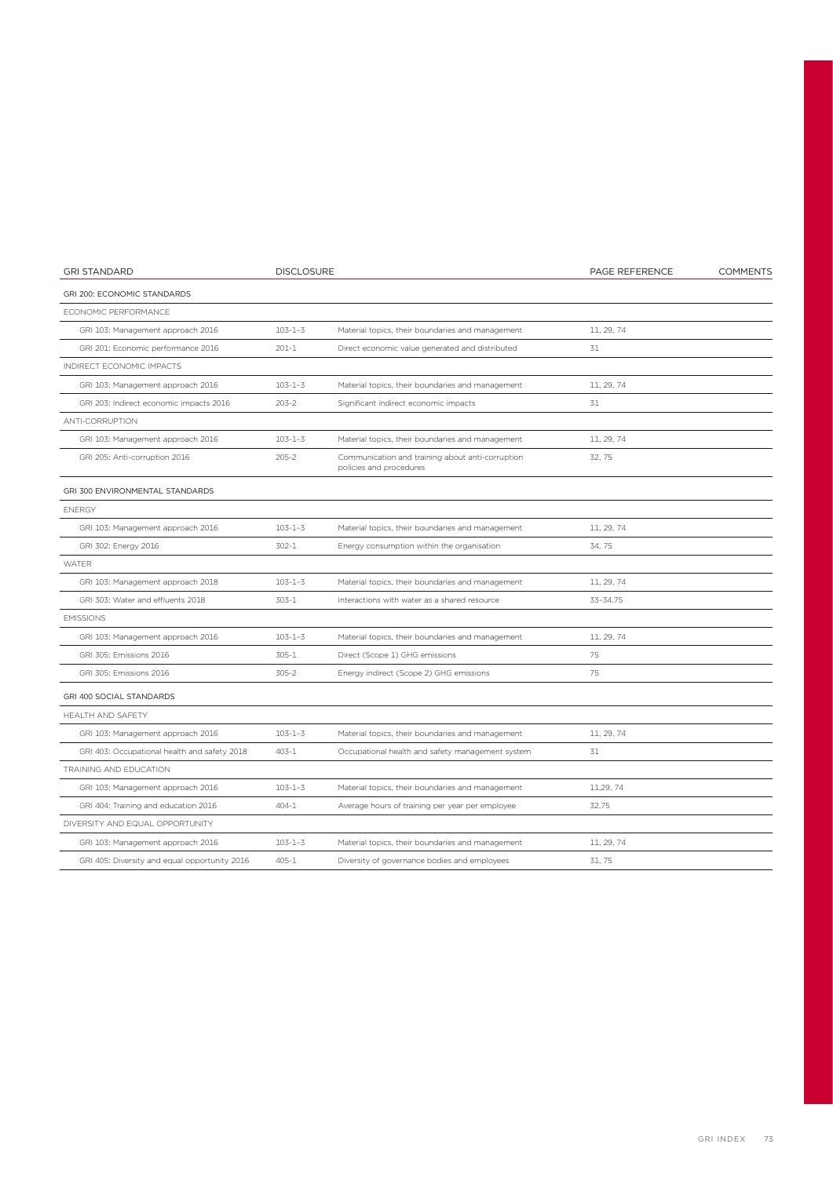| GRI STANDARD | DISCLOSURE | | PAGE REFERENCE | COMMENTS |
|---|---|---|---|---|
| GRI 200: ECONOMIC STANDARDS | | | | |
| ECONOMIC PERFORMANCE | | | | |
| GRI 103: Management approach 2016 | 103-1–3 | Material topics, their boundaries and management | 11, 29, 74 | |
| GRI 201: Economic performance 2016 | 201-1 | Direct economic value generated and distributed | 31 | |
| INDIRECT ECONOMIC IMPACTS | | | | |
| GRI 103: Management approach 2016 | 103-1–3 | Material topics, their boundaries and management | 11, 29, 74 | |
| GRI 203: Indirect economic impacts 2016 | 203-2 | Significant indirect economic impacts | 31 | |
| ANTI-CORRUPTION | | | | |
| GRI 103: Management approach 2016 | 103-1–3 | Material topics, their boundaries and management | 11, 29, 74 | |
| GRI 205: Anti-corruption 2016 | 205-2 | Communication and training about anti-corruption policies and procedures | 32, 75 | |
| GRI 300 ENVIRONMENTAL STANDARDS | | | | |
| ENERGY | | | | |
| GRI 103: Management approach 2016 | 103-1–3 | Material topics, their boundaries and management | 11, 29, 74 | |
| GRI 302: Energy 2016 | 302-1 | Energy consumption within the organisation | 34, 75 | |
| WATER | | | | |
| GRI 103: Management approach 2018 | 103-1–3 | Material topics, their boundaries and management | 11, 29, 74 | |
| GRI 303: Water and effluents 2018 | 303-1 | Interactions with water as a shared resource | 33–34.75 | |
| EMISSIONS | | | | |
| GRI 103: Management approach 2016 | 103-1–3 | Material topics, their boundaries and management | 11, 29, 74 | |
| GRI 305: Emissions 2016 | 305-1 | Direct (Scope 1) GHG emissions | 75 | |
| GRI 305: Emissions 2016 | 305-2 | Energy indirect (Scope 2) GHG emissions | 75 | |
| GRI 400 SOCIAL STANDARDS | | | | |
| HEALTH AND SAFETY | | | | |
| GRI 103: Management approach 2016 | 103-1–3 | Material topics, their boundaries and management | 11, 29, 74 | |
| GRI 403: Occupational health and safety 2018 | 403-1 | Occupational health and safety management system | 31 | |
| TRAINING AND EDUCATION | | | | |
| GRI 103: Management approach 2016 | 103-1–3 | Material topics, their boundaries and management | 11,29, 74 | |
| GRI 404: Training and education 2016 | 404-1 | Average hours of training per year per employee | 32.75 | |
| DIVERSITY AND EQUAL OPPORTUNITY | | | | |
| GRI 103: Management approach 2016 | 103-1–3 | Material topics, their boundaries and management | 11, 29, 74 | |
| GRI 405: Diversity and equal opportunity 2016 | 405-1 | Diversity of governance bodies and employees | 31, 75 | |